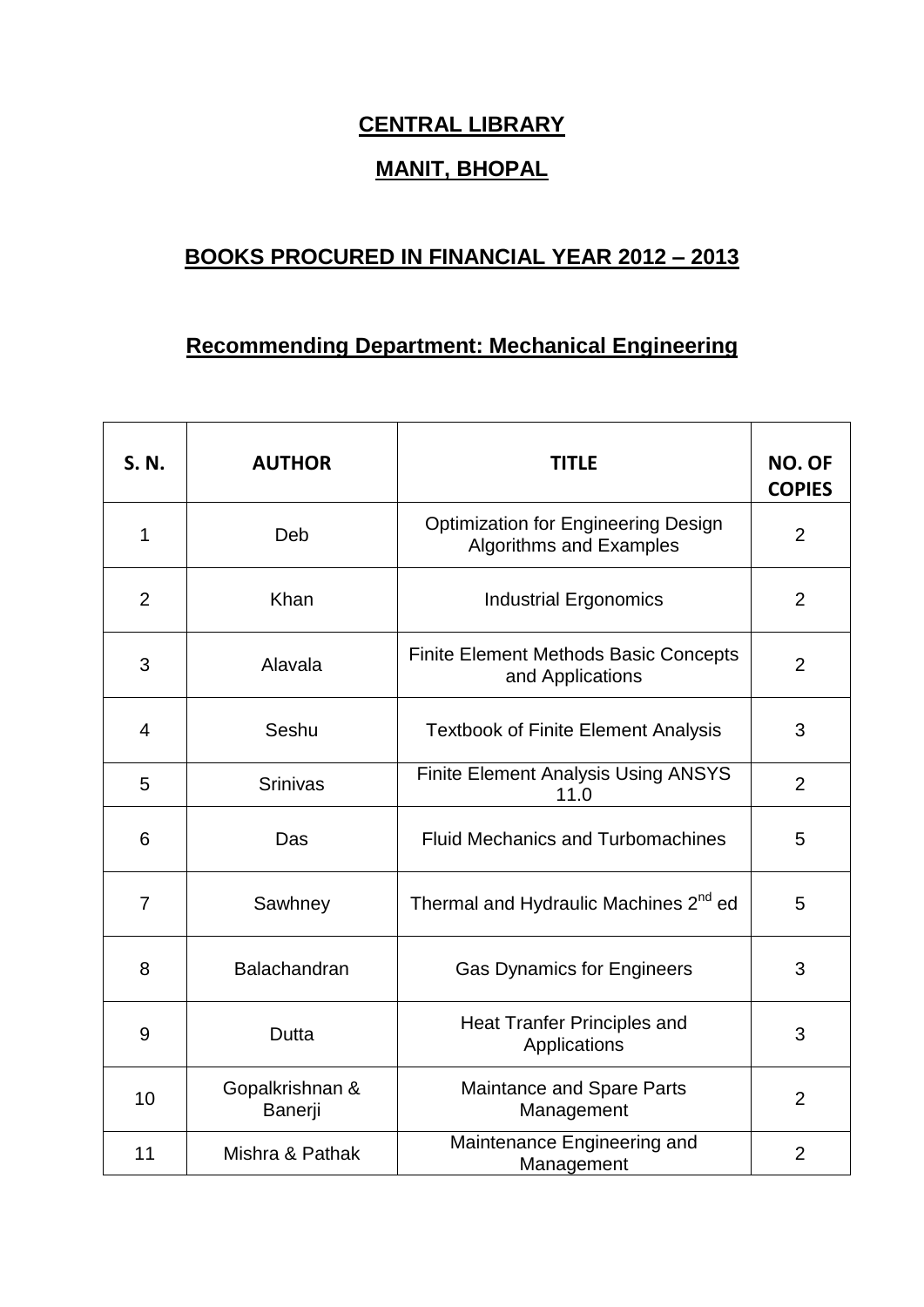# CENTRAL LIBRARY

## MANIT, BHOPAL

## BOOKS PROCURED IN FINANCIAL YEAR 2012 – 2013

## Recommending Department: Mechanical Engineering

| S. N. | AUTHOR | TITLE | NO. OF COPIES |
|---|---|---|---|
| 1 | Deb | Optimization for Engineering Design Algorithms and Examples | 2 |
| 2 | Khan | Industrial Ergonomics | 2 |
| 3 | Alavala | Finite Element Methods Basic Concepts and Applications | 2 |
| 4 | Seshu | Textbook of Finite Element Analysis | 3 |
| 5 | Srinivas | Finite Element Analysis Using ANSYS 11.0 | 2 |
| 6 | Das | Fluid Mechanics and Turbomachines | 5 |
| 7 | Sawhney | Thermal and Hydraulic Machines 2nd ed | 5 |
| 8 | Balachandran | Gas Dynamics for Engineers | 3 |
| 9 | Dutta | Heat Tranfer Principles and Applications | 3 |
| 10 | Gopalkrishnan & Banerji | Maintance and Spare Parts Management | 2 |
| 11 | Mishra & Pathak | Maintenance Engineering and Management | 2 |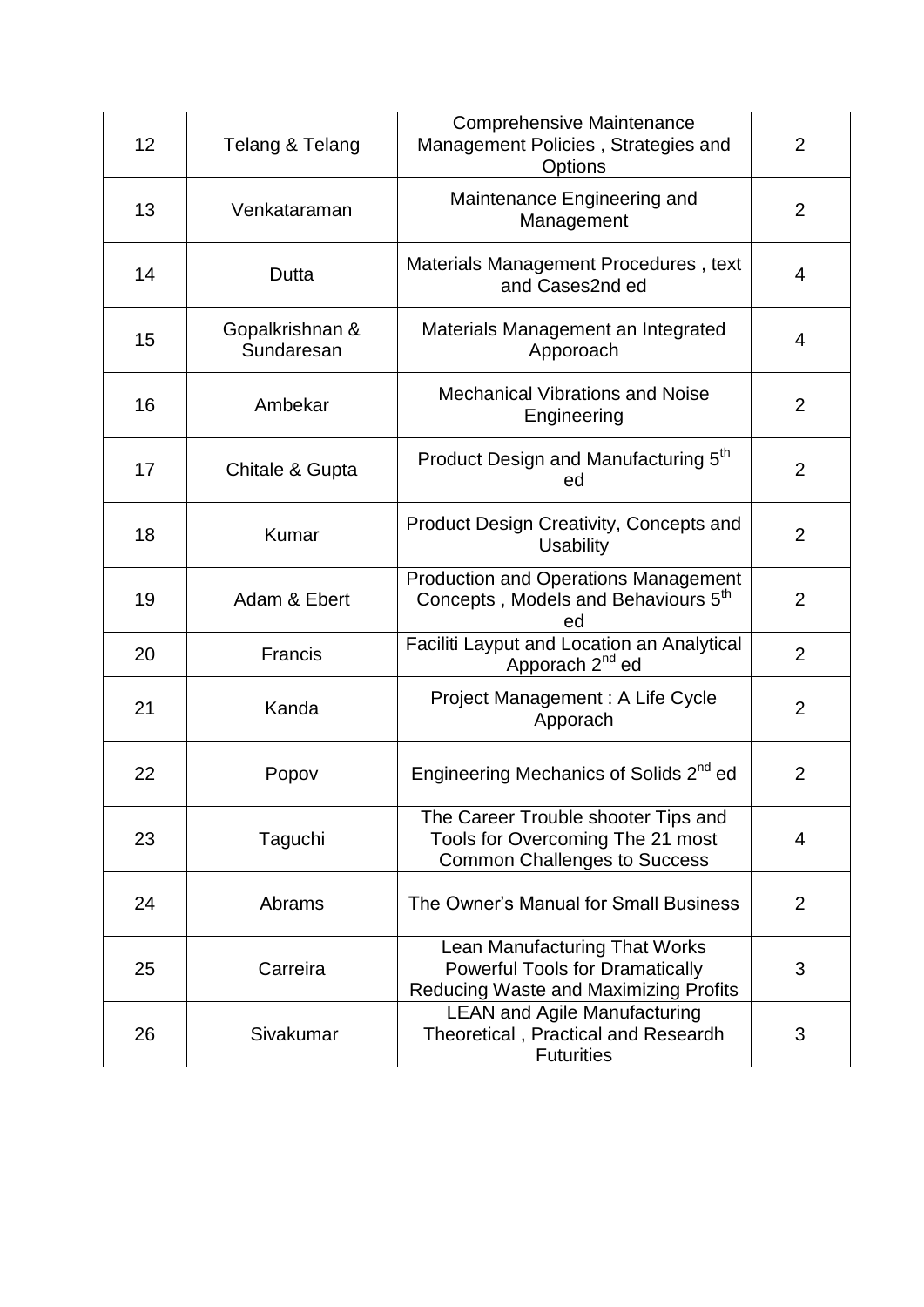| | | | |
|---|---|---|---|
| 12 | Telang & Telang | Comprehensive Maintenance Management Policies , Strategies and Options | 2 |
| 13 | Venkataraman | Maintenance Engineering and Management | 2 |
| 14 | Dutta | Materials Management Procedures , text and Cases2nd ed | 4 |
| 15 | Gopalkrishnan & Sundaresan | Materials Management an Integrated Apporoach | 4 |
| 16 | Ambekar | Mechanical Vibrations and Noise Engineering | 2 |
| 17 | Chitale & Gupta | Product Design and Manufacturing 5th ed | 2 |
| 18 | Kumar | Product Design Creativity, Concepts and Usability | 2 |
| 19 | Adam & Ebert | Production and Operations Management Concepts , Models and Behaviours 5th ed | 2 |
| 20 | Francis | Faciliti Layput and Location an Analytical Apporach 2nd ed | 2 |
| 21 | Kanda | Project Management : A Life Cycle Apporach | 2 |
| 22 | Popov | Engineering Mechanics of Solids 2nd ed | 2 |
| 23 | Taguchi | The Career Trouble shooter Tips and Tools for Overcoming The 21 most Common Challenges to Success | 4 |
| 24 | Abrams | The Owner's Manual for Small Business | 2 |
| 25 | Carreira | Lean Manufacturing That Works Powerful Tools for Dramatically Reducing Waste and Maximizing Profits | 3 |
| 26 | Sivakumar | LEAN and Agile Manufacturing Theoretical , Practical and Researdh Futurities | 3 |